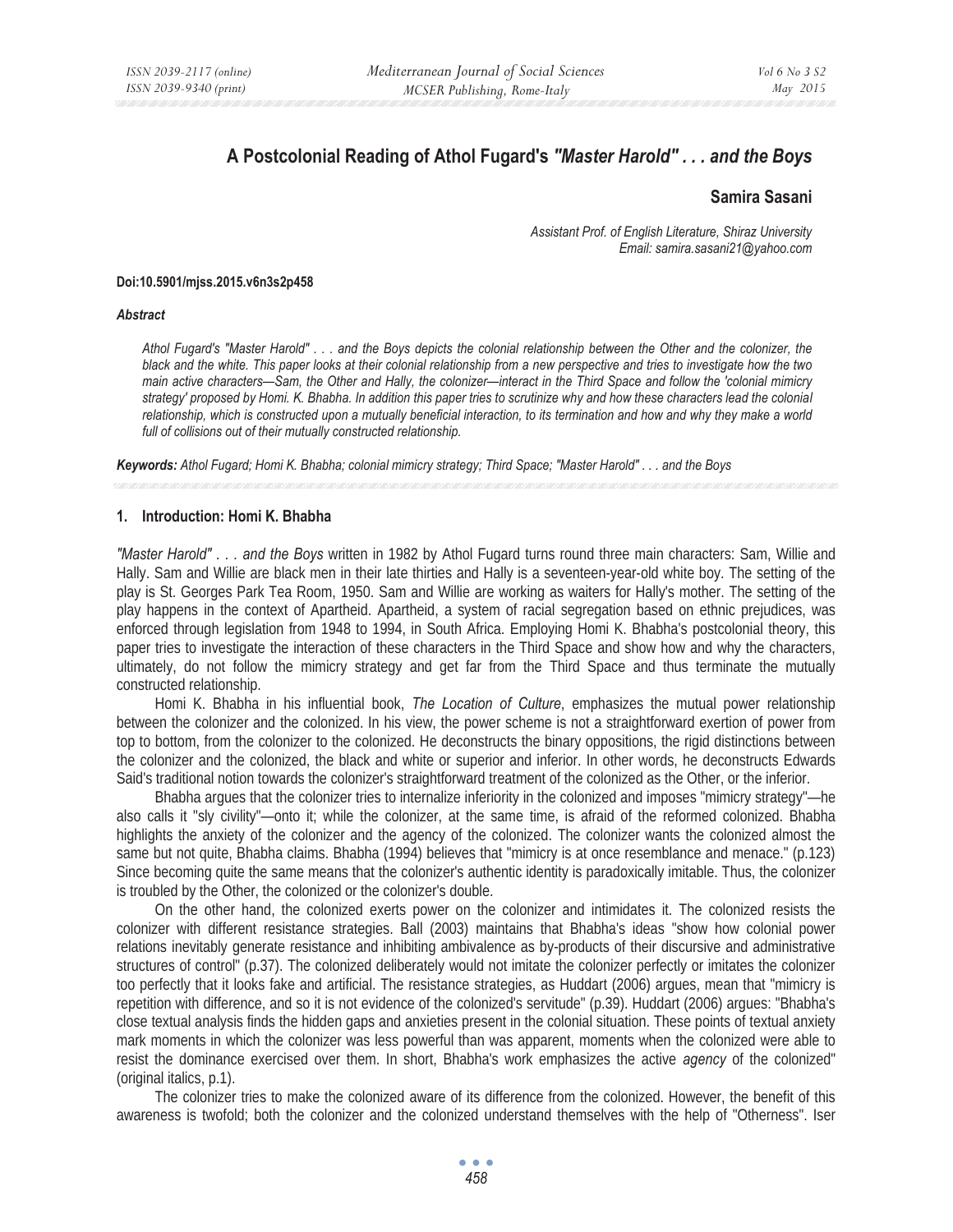# A Postcolonial Reading of Athol Fugard's *"Master Harold" . . . and the Boys*

**Samira Sasani**

*Assistant Prof. of English Literature, Shiraz University*
*Email: samira.sasani21@yahoo.com*

**Doi:10.5901/mjss.2015.v6n3s2p458**

***Abstract***

*Athol Fugard's "Master Harold" . . . and the Boys depicts the colonial relationship between the Other and the colonizer, the black and the white. This paper looks at their colonial relationship from a new perspective and tries to investigate how the two main active characters—Sam, the Other and Hally, the colonizer—interact in the Third Space and follow the 'colonial mimicry strategy' proposed by Homi. K. Bhabha. In addition this paper tries to scrutinize why and how these characters lead the colonial relationship, which is constructed upon a mutually beneficial interaction, to its termination and how and why they make a world full of collisions out of their mutually constructed relationship.*

***Keywords:*** *Athol Fugard; Homi K. Bhabha; colonial mimicry strategy; Third Space; "Master Harold" . . . and the Boys*

## 1. Introduction: Homi K. Bhabha

*"Master Harold" . . . and the Boys* written in 1982 by Athol Fugard turns round three main characters: Sam, Willie and Hally. Sam and Willie are black men in their late thirties and Hally is a seventeen-year-old white boy. The setting of the play is St. Georges Park Tea Room, 1950. Sam and Willie are working as waiters for Hally's mother. The setting of the play happens in the context of Apartheid. Apartheid, a system of racial segregation based on ethnic prejudices, was enforced through legislation from 1948 to 1994, in South Africa. Employing Homi K. Bhabha's postcolonial theory, this paper tries to investigate the interaction of these characters in the Third Space and show how and why the characters, ultimately, do not follow the mimicry strategy and get far from the Third Space and thus terminate the mutually constructed relationship.

Homi K. Bhabha in his influential book, *The Location of Culture*, emphasizes the mutual power relationship between the colonizer and the colonized. In his view, the power scheme is not a straightforward exertion of power from top to bottom, from the colonizer to the colonized. He deconstructs the binary oppositions, the rigid distinctions between the colonizer and the colonized, the black and white or superior and inferior. In other words, he deconstructs Edwards Said's traditional notion towards the colonizer's straightforward treatment of the colonized as the Other, or the inferior.

Bhabha argues that the colonizer tries to internalize inferiority in the colonized and imposes "mimicry strategy"—he also calls it "sly civility"—onto it; while the colonizer, at the same time, is afraid of the reformed colonized. Bhabha highlights the anxiety of the colonizer and the agency of the colonized. The colonizer wants the colonized almost the same but not quite, Bhabha claims. Bhabha (1994) believes that "mimicry is at once resemblance and menace." (p.123) Since becoming quite the same means that the colonizer's authentic identity is paradoxically imitable. Thus, the colonizer is troubled by the Other, the colonized or the colonizer's double.

On the other hand, the colonized exerts power on the colonizer and intimidates it. The colonized resists the colonizer with different resistance strategies. Ball (2003) maintains that Bhabha's ideas "show how colonial power relations inevitably generate resistance and inhibiting ambivalence as by-products of their discursive and administrative structures of control" (p.37). The colonized deliberately would not imitate the colonizer perfectly or imitates the colonizer too perfectly that it looks fake and artificial. The resistance strategies, as Huddart (2006) argues, mean that "mimicry is repetition with difference, and so it is not evidence of the colonized's servitude" (p.39). Huddart (2006) argues: "Bhabha's close textual analysis finds the hidden gaps and anxieties present in the colonial situation. These points of textual anxiety mark moments in which the colonizer was less powerful than was apparent, moments when the colonized were able to resist the dominance exercised over them. In short, Bhabha's work emphasizes the active *agency* of the colonized" (original italics, p.1).

The colonizer tries to make the colonized aware of its difference from the colonized. However, the benefit of this awareness is twofold; both the colonizer and the colonized understand themselves with the help of "Otherness". Iser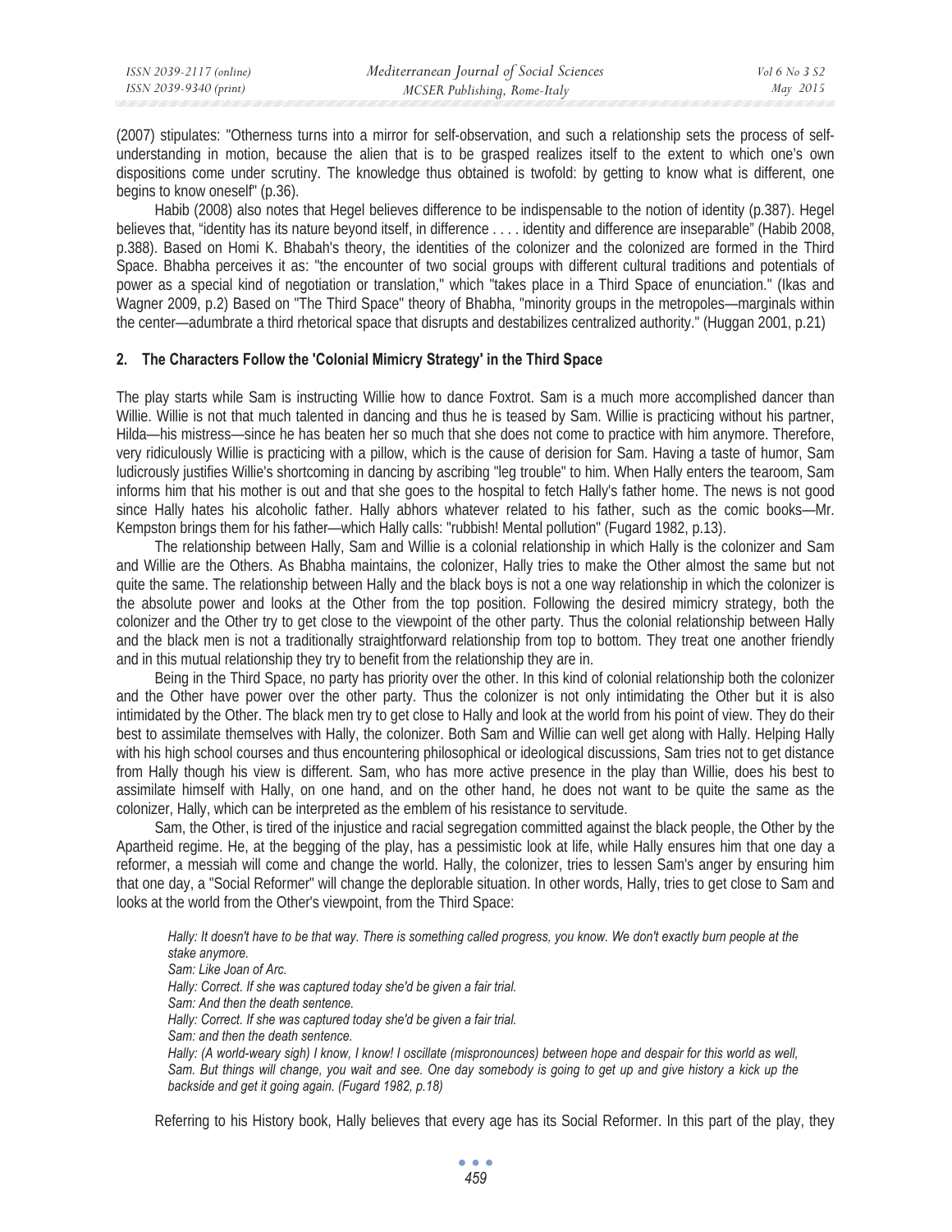(2007) stipulates: "Otherness turns into a mirror for self-observation, and such a relationship sets the process of self-understanding in motion, because the alien that is to be grasped realizes itself to the extent to which one's own dispositions come under scrutiny. The knowledge thus obtained is twofold: by getting to know what is different, one begins to know oneself" (p.36).

Habib (2008) also notes that Hegel believes difference to be indispensable to the notion of identity (p.387). Hegel believes that, "identity has its nature beyond itself, in difference . . . . identity and difference are inseparable" (Habib 2008, p.388). Based on Homi K. Bhabah's theory, the identities of the colonizer and the colonized are formed in the Third Space. Bhabha perceives it as: "the encounter of two social groups with different cultural traditions and potentials of power as a special kind of negotiation or translation," which "takes place in a Third Space of enunciation." (Ikas and Wagner 2009, p.2) Based on "The Third Space" theory of Bhabha, "minority groups in the metropoles—marginals within the center—adumbrate a third rhetorical space that disrupts and destabilizes centralized authority." (Huggan 2001, p.21)

## 2. The Characters Follow the 'Colonial Mimicry Strategy' in the Third Space

The play starts while Sam is instructing Willie how to dance Foxtrot. Sam is a much more accomplished dancer than Willie. Willie is not that much talented in dancing and thus he is teased by Sam. Willie is practicing without his partner, Hilda—his mistress—since he has beaten her so much that she does not come to practice with him anymore. Therefore, very ridiculously Willie is practicing with a pillow, which is the cause of derision for Sam. Having a taste of humor, Sam ludicrously justifies Willie's shortcoming in dancing by ascribing "leg trouble" to him. When Hally enters the tearoom, Sam informs him that his mother is out and that she goes to the hospital to fetch Hally's father home. The news is not good since Hally hates his alcoholic father. Hally abhors whatever related to his father, such as the comic books—Mr. Kempston brings them for his father—which Hally calls: "rubbish! Mental pollution" (Fugard 1982, p.13).

The relationship between Hally, Sam and Willie is a colonial relationship in which Hally is the colonizer and Sam and Willie are the Others. As Bhabha maintains, the colonizer, Hally tries to make the Other almost the same but not quite the same. The relationship between Hally and the black boys is not a one way relationship in which the colonizer is the absolute power and looks at the Other from the top position. Following the desired mimicry strategy, both the colonizer and the Other try to get close to the viewpoint of the other party. Thus the colonial relationship between Hally and the black men is not a traditionally straightforward relationship from top to bottom. They treat one another friendly and in this mutual relationship they try to benefit from the relationship they are in.

Being in the Third Space, no party has priority over the other. In this kind of colonial relationship both the colonizer and the Other have power over the other party. Thus the colonizer is not only intimidating the Other but it is also intimidated by the Other. The black men try to get close to Hally and look at the world from his point of view. They do their best to assimilate themselves with Hally, the colonizer. Both Sam and Willie can well get along with Hally. Helping Hally with his high school courses and thus encountering philosophical or ideological discussions, Sam tries not to get distance from Hally though his view is different. Sam, who has more active presence in the play than Willie, does his best to assimilate himself with Hally, on one hand, and on the other hand, he does not want to be quite the same as the colonizer, Hally, which can be interpreted as the emblem of his resistance to servitude.

Sam, the Other, is tired of the injustice and racial segregation committed against the black people, the Other by the Apartheid regime. He, at the begging of the play, has a pessimistic look at life, while Hally ensures him that one day a reformer, a messiah will come and change the world. Hally, the colonizer, tries to lessen Sam's anger by ensuring him that one day, a "Social Reformer" will change the deplorable situation. In other words, Hally, tries to get close to Sam and looks at the world from the Other's viewpoint, from the Third Space:

> *Hally: It doesn't have to be that way. There is something called progress, you know. We don't exactly burn people at the stake anymore.*
> *Sam: Like Joan of Arc.*
> *Hally: Correct. If she was captured today she'd be given a fair trial.*
> *Sam: And then the death sentence.*
> *Hally: Correct. If she was captured today she'd be given a fair trial.*
> *Sam: and then the death sentence.*
> *Hally: (A world-weary sigh) I know, I know! I oscillate (mispronounces) between hope and despair for this world as well, Sam. But things will change, you wait and see. One day somebody is going to get up and give history a kick up the backside and get it going again. (Fugard 1982, p.18)*

Referring to his History book, Hally believes that every age has its Social Reformer. In this part of the play, they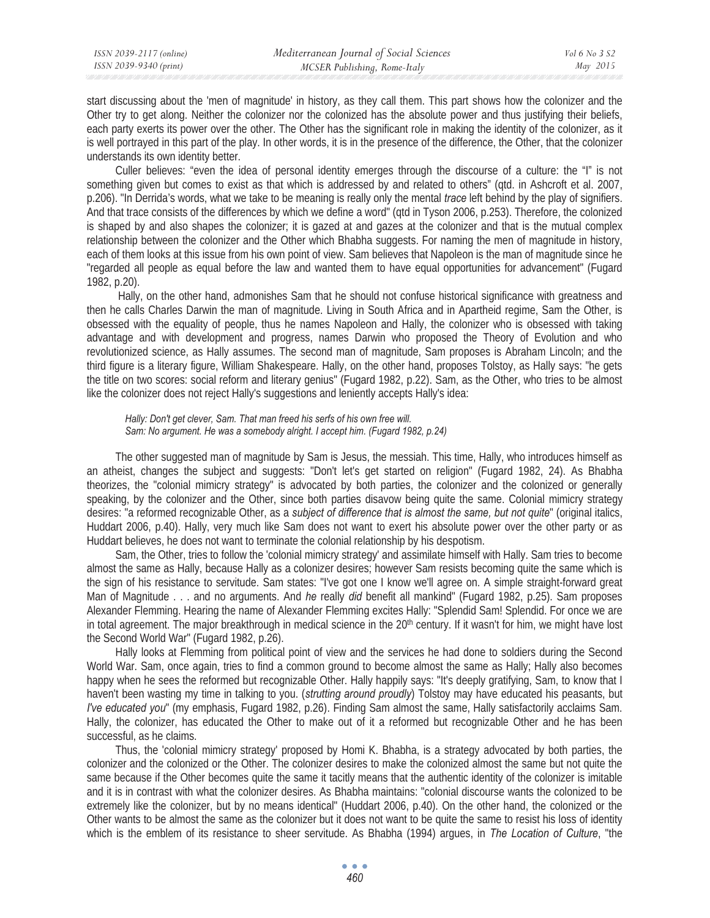start discussing about the 'men of magnitude' in history, as they call them. This part shows how the colonizer and the Other try to get along. Neither the colonizer nor the colonized has the absolute power and thus justifying their beliefs, each party exerts its power over the other. The Other has the significant role in making the identity of the colonizer, as it is well portrayed in this part of the play. In other words, it is in the presence of the difference, the Other, that the colonizer understands its own identity better.

Culler believes: "even the idea of personal identity emerges through the discourse of a culture: the "I" is not something given but comes to exist as that which is addressed by and related to others" (qtd. in Ashcroft et al. 2007, p.206). "In Derrida's words, what we take to be meaning is really only the mental *trace* left behind by the play of signifiers. And that trace consists of the differences by which we define a word" (qtd in Tyson 2006, p.253). Therefore, the colonized is shaped by and also shapes the colonizer; it is gazed at and gazes at the colonizer and that is the mutual complex relationship between the colonizer and the Other which Bhabha suggests. For naming the men of magnitude in history, each of them looks at this issue from his own point of view. Sam believes that Napoleon is the man of magnitude since he "regarded all people as equal before the law and wanted them to have equal opportunities for advancement" (Fugard 1982, p.20).

Hally, on the other hand, admonishes Sam that he should not confuse historical significance with greatness and then he calls Charles Darwin the man of magnitude. Living in South Africa and in Apartheid regime, Sam the Other, is obsessed with the equality of people, thus he names Napoleon and Hally, the colonizer who is obsessed with taking advantage and with development and progress, names Darwin who proposed the Theory of Evolution and who revolutionized science, as Hally assumes. The second man of magnitude, Sam proposes is Abraham Lincoln; and the third figure is a literary figure, William Shakespeare. Hally, on the other hand, proposes Tolstoy, as Hally says: "he gets the title on two scores: social reform and literary genius" (Fugard 1982, p.22). Sam, as the Other, who tries to be almost like the colonizer does not reject Hally's suggestions and leniently accepts Hally's idea:

> *Hally: Don't get clever, Sam. That man freed his serfs of his own free will.*
> *Sam: No argument. He was a somebody alright. I accept him. (Fugard 1982, p.24)*

The other suggested man of magnitude by Sam is Jesus, the messiah. This time, Hally, who introduces himself as an atheist, changes the subject and suggests: "Don't let's get started on religion" (Fugard 1982, 24). As Bhabha theorizes, the "colonial mimicry strategy" is advocated by both parties, the colonizer and the colonized or generally speaking, by the colonizer and the Other, since both parties disavow being quite the same. Colonial mimicry strategy desires: "a reformed recognizable Other, as a *subject of difference that is almost the same, but not quite*" (original italics, Huddart 2006, p.40). Hally, very much like Sam does not want to exert his absolute power over the other party or as Huddart believes, he does not want to terminate the colonial relationship by his despotism.

Sam, the Other, tries to follow the 'colonial mimicry strategy' and assimilate himself with Hally. Sam tries to become almost the same as Hally, because Hally as a colonizer desires; however Sam resists becoming quite the same which is the sign of his resistance to servitude. Sam states: "I've got one I know we'll agree on. A simple straight-forward great Man of Magnitude . . . and no arguments. And *he* really *did* benefit all mankind" (Fugard 1982, p.25). Sam proposes Alexander Flemming. Hearing the name of Alexander Flemming excites Hally: "Splendid Sam! Splendid. For once we are in total agreement. The major breakthrough in medical science in the 20th century. If it wasn't for him, we might have lost the Second World War" (Fugard 1982, p.26).

Hally looks at Flemming from political point of view and the services he had done to soldiers during the Second World War. Sam, once again, tries to find a common ground to become almost the same as Hally; Hally also becomes happy when he sees the reformed but recognizable Other. Hally happily says: "It's deeply gratifying, Sam, to know that I haven't been wasting my time in talking to you. (*strutting around proudly*) Tolstoy may have educated his peasants, but *I've educated you*" (my emphasis, Fugard 1982, p.26). Finding Sam almost the same, Hally satisfactorily acclaims Sam. Hally, the colonizer, has educated the Other to make out of it a reformed but recognizable Other and he has been successful, as he claims.

Thus, the 'colonial mimicry strategy' proposed by Homi K. Bhabha, is a strategy advocated by both parties, the colonizer and the colonized or the Other. The colonizer desires to make the colonized almost the same but not quite the same because if the Other becomes quite the same it tacitly means that the authentic identity of the colonizer is imitable and it is in contrast with what the colonizer desires. As Bhabha maintains: "colonial discourse wants the colonized to be extremely like the colonizer, but by no means identical" (Huddart 2006, p.40). On the other hand, the colonized or the Other wants to be almost the same as the colonizer but it does not want to be quite the same to resist his loss of identity which is the emblem of its resistance to sheer servitude. As Bhabha (1994) argues, in *The Location of Culture*, "the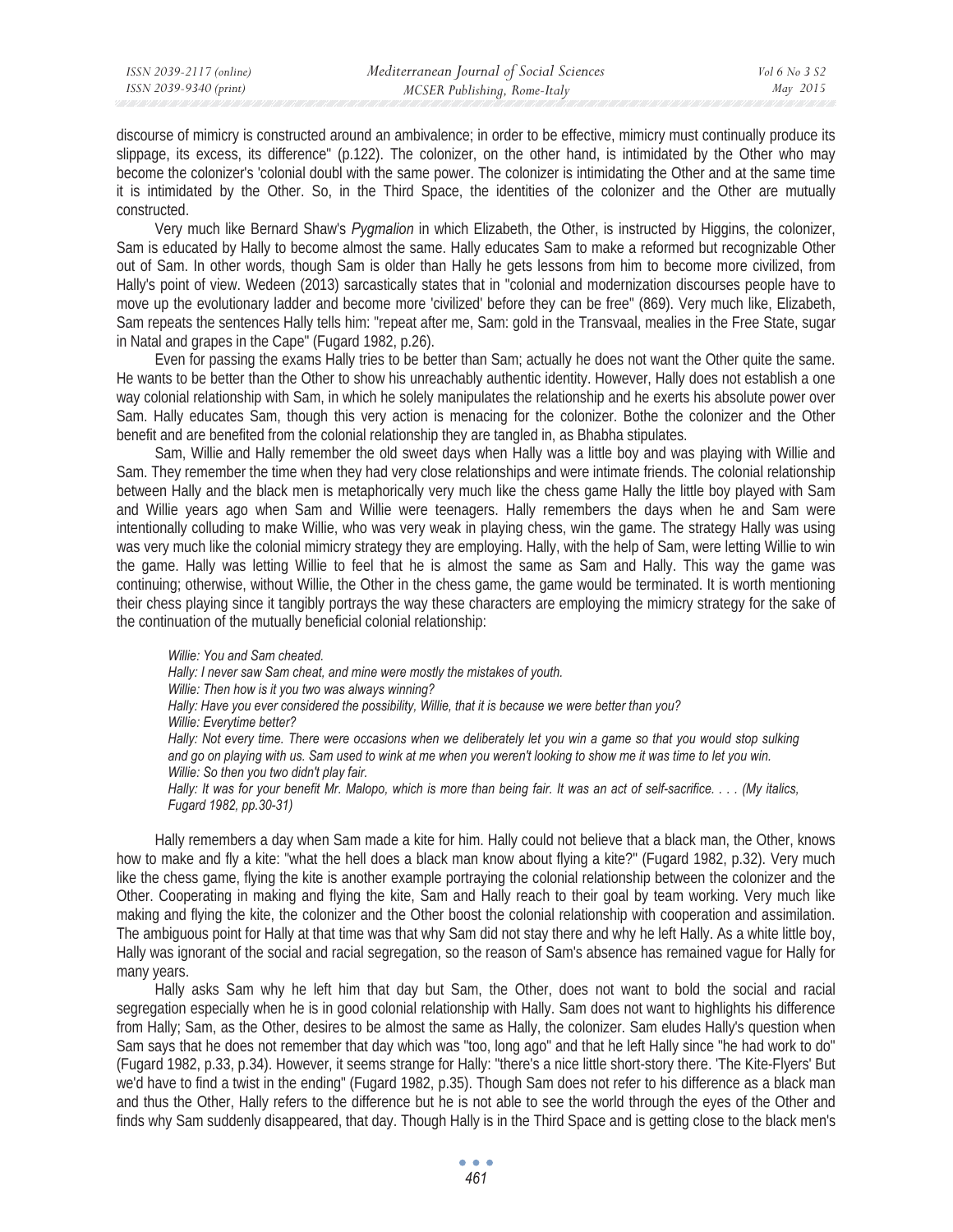discourse of mimicry is constructed around an ambivalence; in order to be effective, mimicry must continually produce its slippage, its excess, its difference" (p.122). The colonizer, on the other hand, is intimidated by the Other who may become the colonizer's 'colonial doubl with the same power. The colonizer is intimidating the Other and at the same time it is intimidated by the Other. So, in the Third Space, the identities of the colonizer and the Other are mutually constructed.

Very much like Bernard Shaw's *Pygmalion* in which Elizabeth, the Other, is instructed by Higgins, the colonizer, Sam is educated by Hally to become almost the same. Hally educates Sam to make a reformed but recognizable Other out of Sam. In other words, though Sam is older than Hally he gets lessons from him to become more civilized, from Hally's point of view. Wedeen (2013) sarcastically states that in "colonial and modernization discourses people have to move up the evolutionary ladder and become more 'civilized' before they can be free" (869). Very much like, Elizabeth, Sam repeats the sentences Hally tells him: "repeat after me, Sam: gold in the Transvaal, mealies in the Free State, sugar in Natal and grapes in the Cape" (Fugard 1982, p.26).

Even for passing the exams Hally tries to be better than Sam; actually he does not want the Other quite the same. He wants to be better than the Other to show his unreachably authentic identity. However, Hally does not establish a one way colonial relationship with Sam, in which he solely manipulates the relationship and he exerts his absolute power over Sam. Hally educates Sam, though this very action is menacing for the colonizer. Bothe the colonizer and the Other benefit and are benefited from the colonial relationship they are tangled in, as Bhabha stipulates.

Sam, Willie and Hally remember the old sweet days when Hally was a little boy and was playing with Willie and Sam. They remember the time when they had very close relationships and were intimate friends. The colonial relationship between Hally and the black men is metaphorically very much like the chess game Hally the little boy played with Sam and Willie years ago when Sam and Willie were teenagers. Hally remembers the days when he and Sam were intentionally colluding to make Willie, who was very weak in playing chess, win the game. The strategy Hally was using was very much like the colonial mimicry strategy they are employing. Hally, with the help of Sam, were letting Willie to win the game. Hally was letting Willie to feel that he is almost the same as Sam and Hally. This way the game was continuing; otherwise, without Willie, the Other in the chess game, the game would be terminated. It is worth mentioning their chess playing since it tangibly portrays the way these characters are employing the mimicry strategy for the sake of the continuation of the mutually beneficial colonial relationship:

> *Willie: You and Sam cheated.*
> *Hally: I never saw Sam cheat, and mine were mostly the mistakes of youth.*
> *Willie: Then how is it you two was always winning?*
> *Hally: Have you ever considered the possibility, Willie, that it is because we were better than you?*
> *Willie: Everytime better?*
> *Hally: Not every time. There were occasions when we deliberately let you win a game so that you would stop sulking and go on playing with us. Sam used to wink at me when you weren't looking to show me it was time to let you win.*
> *Willie: So then you two didn't play fair.*
> *Hally: It was for your benefit Mr. Malopo, which is more than being fair. It was an act of self-sacrifice. . . . (My italics, Fugard 1982, pp.30-31)*

Hally remembers a day when Sam made a kite for him. Hally could not believe that a black man, the Other, knows how to make and fly a kite: "what the hell does a black man know about flying a kite?" (Fugard 1982, p.32). Very much like the chess game, flying the kite is another example portraying the colonial relationship between the colonizer and the Other. Cooperating in making and flying the kite, Sam and Hally reach to their goal by team working. Very much like making and flying the kite, the colonizer and the Other boost the colonial relationship with cooperation and assimilation. The ambiguous point for Hally at that time was that why Sam did not stay there and why he left Hally. As a white little boy, Hally was ignorant of the social and racial segregation, so the reason of Sam's absence has remained vague for Hally for many years.

Hally asks Sam why he left him that day but Sam, the Other, does not want to bold the social and racial segregation especially when he is in good colonial relationship with Hally. Sam does not want to highlights his difference from Hally; Sam, as the Other, desires to be almost the same as Hally, the colonizer. Sam eludes Hally's question when Sam says that he does not remember that day which was "too, long ago" and that he left Hally since "he had work to do" (Fugard 1982, p.33, p.34). However, it seems strange for Hally: "there's a nice little short-story there. 'The Kite-Flyers' But we'd have to find a twist in the ending" (Fugard 1982, p.35). Though Sam does not refer to his difference as a black man and thus the Other, Hally refers to the difference but he is not able to see the world through the eyes of the Other and finds why Sam suddenly disappeared, that day. Though Hally is in the Third Space and is getting close to the black men's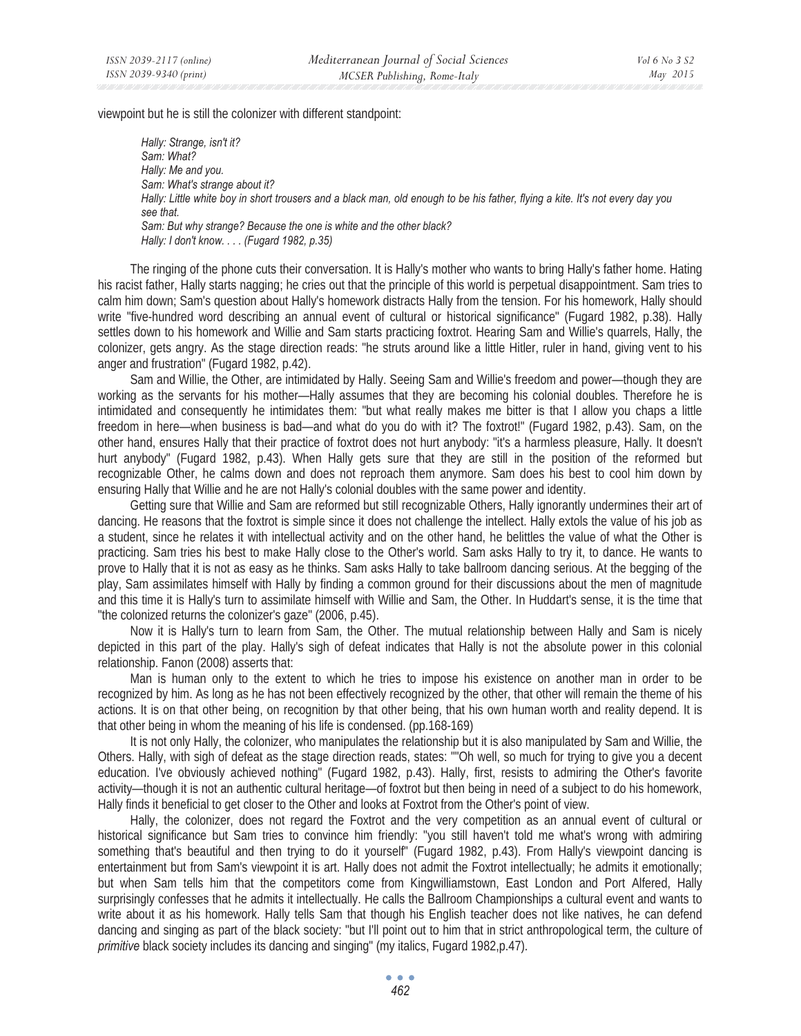viewpoint but he is still the colonizer with different standpoint:

> *Hally: Strange, isn't it?*
> *Sam: What?*
> *Hally: Me and you.*
> *Sam: What's strange about it?*
> *Hally: Little white boy in short trousers and a black man, old enough to be his father, flying a kite. It's not every day you see that.*
> *Sam: But why strange? Because the one is white and the other black?*
> *Hally: I don't know. . . . (Fugard 1982, p.35)*

The ringing of the phone cuts their conversation. It is Hally's mother who wants to bring Hally's father home. Hating his racist father, Hally starts nagging; he cries out that the principle of this world is perpetual disappointment. Sam tries to calm him down; Sam's question about Hally's homework distracts Hally from the tension. For his homework, Hally should write "five-hundred word describing an annual event of cultural or historical significance" (Fugard 1982, p.38). Hally settles down to his homework and Willie and Sam starts practicing foxtrot. Hearing Sam and Willie's quarrels, Hally, the colonizer, gets angry. As the stage direction reads: "he struts around like a little Hitler, ruler in hand, giving vent to his anger and frustration" (Fugard 1982, p.42).

Sam and Willie, the Other, are intimidated by Hally. Seeing Sam and Willie's freedom and power—though they are working as the servants for his mother—Hally assumes that they are becoming his colonial doubles. Therefore he is intimidated and consequently he intimidates them: "but what really makes me bitter is that I allow you chaps a little freedom in here—when business is bad—and what do you do with it? The foxtrot!" (Fugard 1982, p.43). Sam, on the other hand, ensures Hally that their practice of foxtrot does not hurt anybody: "it's a harmless pleasure, Hally. It doesn't hurt anybody" (Fugard 1982, p.43). When Hally gets sure that they are still in the position of the reformed but recognizable Other, he calms down and does not reproach them anymore. Sam does his best to cool him down by ensuring Hally that Willie and he are not Hally's colonial doubles with the same power and identity.

Getting sure that Willie and Sam are reformed but still recognizable Others, Hally ignorantly undermines their art of dancing. He reasons that the foxtrot is simple since it does not challenge the intellect. Hally extols the value of his job as a student, since he relates it with intellectual activity and on the other hand, he belittles the value of what the Other is practicing. Sam tries his best to make Hally close to the Other's world. Sam asks Hally to try it, to dance. He wants to prove to Hally that it is not as easy as he thinks. Sam asks Hally to take ballroom dancing serious. At the begging of the play, Sam assimilates himself with Hally by finding a common ground for their discussions about the men of magnitude and this time it is Hally's turn to assimilate himself with Willie and Sam, the Other. In Huddart's sense, it is the time that "the colonized returns the colonizer's gaze" (2006, p.45).

Now it is Hally's turn to learn from Sam, the Other. The mutual relationship between Hally and Sam is nicely depicted in this part of the play. Hally's sigh of defeat indicates that Hally is not the absolute power in this colonial relationship. Fanon (2008) asserts that:

> Man is human only to the extent to which he tries to impose his existence on another man in order to be recognized by him. As long as he has not been effectively recognized by the other, that other will remain the theme of his actions. It is on that other being, on recognition by that other being, that his own human worth and reality depend. It is that other being in whom the meaning of his life is condensed. (pp.168-169)

It is not only Hally, the colonizer, who manipulates the relationship but it is also manipulated by Sam and Willie, the Others. Hally, with sigh of defeat as the stage direction reads, states: ""Oh well, so much for trying to give you a decent education. I've obviously achieved nothing" (Fugard 1982, p.43). Hally, first, resists to admiring the Other's favorite activity—though it is not an authentic cultural heritage—of foxtrot but then being in need of a subject to do his homework, Hally finds it beneficial to get closer to the Other and looks at Foxtrot from the Other's point of view.

Hally, the colonizer, does not regard the Foxtrot and the very competition as an annual event of cultural or historical significance but Sam tries to convince him friendly: "you still haven't told me what's wrong with admiring something that's beautiful and then trying to do it yourself" (Fugard 1982, p.43). From Hally's viewpoint dancing is entertainment but from Sam's viewpoint it is art. Hally does not admit the Foxtrot intellectually; he admits it emotionally; but when Sam tells him that the competitors come from Kingwilliamstown, East London and Port Alfered, Hally surprisingly confesses that he admits it intellectually. He calls the Ballroom Championships a cultural event and wants to write about it as his homework. Hally tells Sam that though his English teacher does not like natives, he can defend dancing and singing as part of the black society: "but I'll point out to him that in strict anthropological term, the culture of *primitive* black society includes its dancing and singing" (my italics, Fugard 1982,p.47).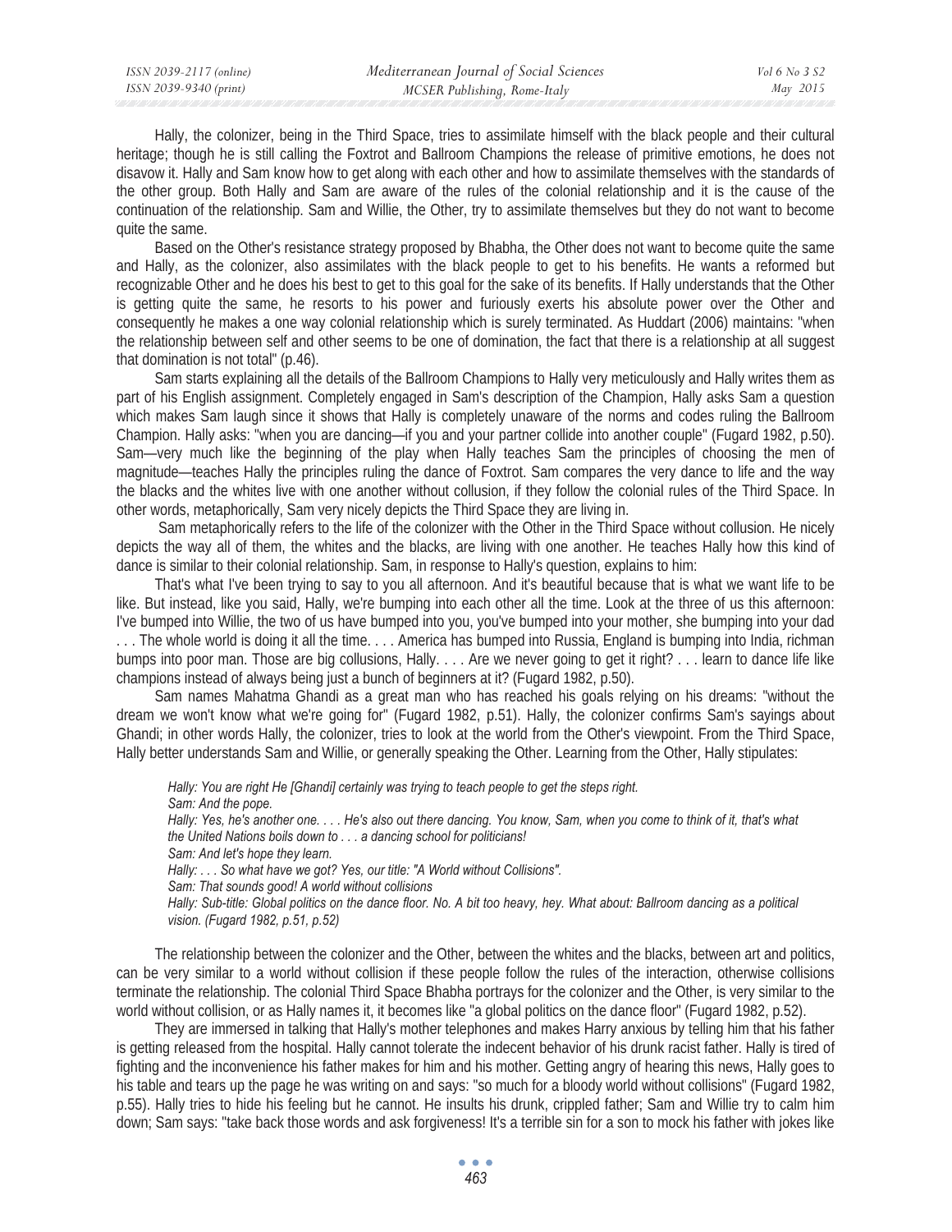Hally, the colonizer, being in the Third Space, tries to assimilate himself with the black people and their cultural heritage; though he is still calling the Foxtrot and Ballroom Champions the release of primitive emotions, he does not disavow it. Hally and Sam know how to get along with each other and how to assimilate themselves with the standards of the other group. Both Hally and Sam are aware of the rules of the colonial relationship and it is the cause of the continuation of the relationship. Sam and Willie, the Other, try to assimilate themselves but they do not want to become quite the same.

Based on the Other's resistance strategy proposed by Bhabha, the Other does not want to become quite the same and Hally, as the colonizer, also assimilates with the black people to get to his benefits. He wants a reformed but recognizable Other and he does his best to get to this goal for the sake of its benefits. If Hally understands that the Other is getting quite the same, he resorts to his power and furiously exerts his absolute power over the Other and consequently he makes a one way colonial relationship which is surely terminated. As Huddart (2006) maintains: "when the relationship between self and other seems to be one of domination, the fact that there is a relationship at all suggest that domination is not total" (p.46).

Sam starts explaining all the details of the Ballroom Champions to Hally very meticulously and Hally writes them as part of his English assignment. Completely engaged in Sam's description of the Champion, Hally asks Sam a question which makes Sam laugh since it shows that Hally is completely unaware of the norms and codes ruling the Ballroom Champion. Hally asks: "when you are dancing—if you and your partner collide into another couple" (Fugard 1982, p.50). Sam—very much like the beginning of the play when Hally teaches Sam the principles of choosing the men of magnitude—teaches Hally the principles ruling the dance of Foxtrot. Sam compares the very dance to life and the way the blacks and the whites live with one another without collusion, if they follow the colonial rules of the Third Space. In other words, metaphorically, Sam very nicely depicts the Third Space they are living in.

Sam metaphorically refers to the life of the colonizer with the Other in the Third Space without collusion. He nicely depicts the way all of them, the whites and the blacks, are living with one another. He teaches Hally how this kind of dance is similar to their colonial relationship. Sam, in response to Hally's question, explains to him:

That's what I've been trying to say to you all afternoon. And it's beautiful because that is what we want life to be like. But instead, like you said, Hally, we're bumping into each other all the time. Look at the three of us this afternoon: I've bumped into Willie, the two of us have bumped into you, you've bumped into your mother, she bumping into your dad . . . The whole world is doing it all the time. . . . America has bumped into Russia, England is bumping into India, richman bumps into poor man. Those are big collusions, Hally. . . . Are we never going to get it right? . . . learn to dance life like champions instead of always being just a bunch of beginners at it? (Fugard 1982, p.50).

Sam names Mahatma Ghandi as a great man who has reached his goals relying on his dreams: "without the dream we won't know what we're going for" (Fugard 1982, p.51). Hally, the colonizer confirms Sam's sayings about Ghandi; in other words Hally, the colonizer, tries to look at the world from the Other's viewpoint. From the Third Space, Hally better understands Sam and Willie, or generally speaking the Other. Learning from the Other, Hally stipulates:

*Hally: You are right He [Ghandi] certainly was trying to teach people to get the steps right.*
*Sam: And the pope.*
*Hally: Yes, he's another one. . . . He's also out there dancing. You know, Sam, when you come to think of it, that's what the United Nations boils down to . . . a dancing school for politicians!*
*Sam: And let's hope they learn.*
*Hally: . . . So what have we got? Yes, our title: "A World without Collisions".*
*Sam: That sounds good! A world without collisions*
*Hally: Sub-title: Global politics on the dance floor. No. A bit too heavy, hey. What about: Ballroom dancing as a political vision. (Fugard 1982, p.51, p.52)*

The relationship between the colonizer and the Other, between the whites and the blacks, between art and politics, can be very similar to a world without collision if these people follow the rules of the interaction, otherwise collisions terminate the relationship. The colonial Third Space Bhabha portrays for the colonizer and the Other, is very similar to the world without collision, or as Hally names it, it becomes like "a global politics on the dance floor" (Fugard 1982, p.52).

They are immersed in talking that Hally's mother telephones and makes Harry anxious by telling him that his father is getting released from the hospital. Hally cannot tolerate the indecent behavior of his drunk racist father. Hally is tired of fighting and the inconvenience his father makes for him and his mother. Getting angry of hearing this news, Hally goes to his table and tears up the page he was writing on and says: "so much for a bloody world without collisions" (Fugard 1982, p.55). Hally tries to hide his feeling but he cannot. He insults his drunk, crippled father; Sam and Willie try to calm him down; Sam says: "take back those words and ask forgiveness! It's a terrible sin for a son to mock his father with jokes like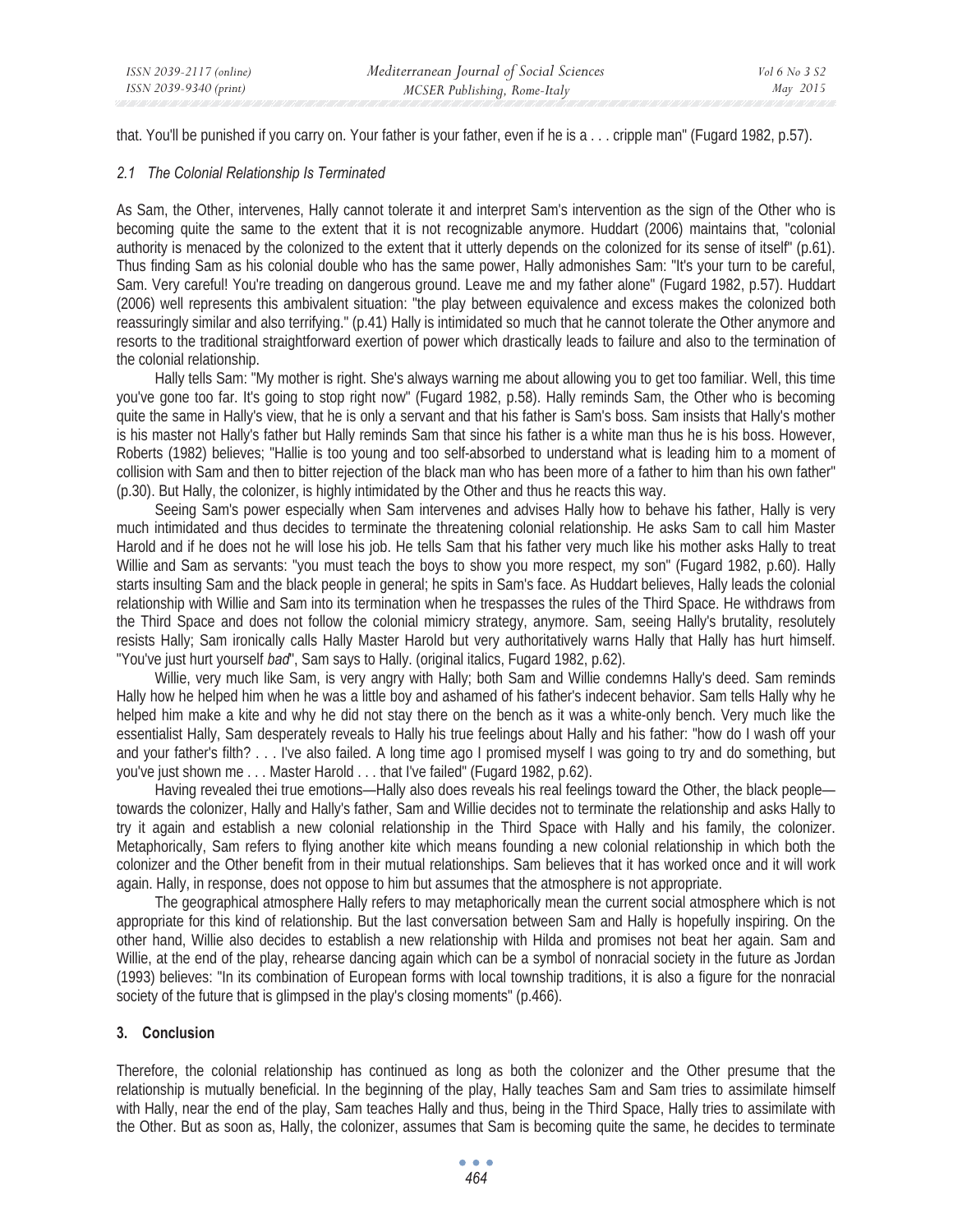that. You'll be punished if you carry on. Your father is your father, even if he is a . . . cripple man" (Fugard 1982, p.57).

### *2.1 The Colonial Relationship Is Terminated*

As Sam, the Other, intervenes, Hally cannot tolerate it and interpret Sam's intervention as the sign of the Other who is becoming quite the same to the extent that it is not recognizable anymore. Huddart (2006) maintains that, "colonial authority is menaced by the colonized to the extent that it utterly depends on the colonized for its sense of itself" (p.61). Thus finding Sam as his colonial double who has the same power, Hally admonishes Sam: "It's your turn to be careful, Sam. Very careful! You're treading on dangerous ground. Leave me and my father alone" (Fugard 1982, p.57). Huddart (2006) well represents this ambivalent situation: "the play between equivalence and excess makes the colonized both reassuringly similar and also terrifying." (p.41) Hally is intimidated so much that he cannot tolerate the Other anymore and resorts to the traditional straightforward exertion of power which drastically leads to failure and also to the termination of the colonial relationship.

Hally tells Sam: "My mother is right. She's always warning me about allowing you to get too familiar. Well, this time you've gone too far. It's going to stop right now" (Fugard 1982, p.58). Hally reminds Sam, the Other who is becoming quite the same in Hally's view, that he is only a servant and that his father is Sam's boss. Sam insists that Hally's mother is his master not Hally's father but Hally reminds Sam that since his father is a white man thus he is his boss. However, Roberts (1982) believes; "Hallie is too young and too self-absorbed to understand what is leading him to a moment of collision with Sam and then to bitter rejection of the black man who has been more of a father to him than his own father" (p.30). But Hally, the colonizer, is highly intimidated by the Other and thus he reacts this way.

Seeing Sam's power especially when Sam intervenes and advises Hally how to behave his father, Hally is very much intimidated and thus decides to terminate the threatening colonial relationship. He asks Sam to call him Master Harold and if he does not he will lose his job. He tells Sam that his father very much like his mother asks Hally to treat Willie and Sam as servants: "you must teach the boys to show you more respect, my son" (Fugard 1982, p.60). Hally starts insulting Sam and the black people in general; he spits in Sam's face. As Huddart believes, Hally leads the colonial relationship with Willie and Sam into its termination when he trespasses the rules of the Third Space. He withdraws from the Third Space and does not follow the colonial mimicry strategy, anymore. Sam, seeing Hally's brutality, resolutely resists Hally; Sam ironically calls Hally Master Harold but very authoritatively warns Hally that Hally has hurt himself. "You've just hurt yourself *bad*", Sam says to Hally. (original italics, Fugard 1982, p.62).

Willie, very much like Sam, is very angry with Hally; both Sam and Willie condemns Hally's deed. Sam reminds Hally how he helped him when he was a little boy and ashamed of his father's indecent behavior. Sam tells Hally why he helped him make a kite and why he did not stay there on the bench as it was a white-only bench. Very much like the essentialist Hally, Sam desperately reveals to Hally his true feelings about Hally and his father: "how do I wash off your and your father's filth? . . . I've also failed. A long time ago I promised myself I was going to try and do something, but you've just shown me . . . Master Harold . . . that I've failed" (Fugard 1982, p.62).

Having revealed thei true emotions—Hally also does reveals his real feelings toward the Other, the black people—towards the colonizer, Hally and Hally's father, Sam and Willie decides not to terminate the relationship and asks Hally to try it again and establish a new colonial relationship in the Third Space with Hally and his family, the colonizer. Metaphorically, Sam refers to flying another kite which means founding a new colonial relationship in which both the colonizer and the Other benefit from in their mutual relationships. Sam believes that it has worked once and it will work again. Hally, in response, does not oppose to him but assumes that the atmosphere is not appropriate.

The geographical atmosphere Hally refers to may metaphorically mean the current social atmosphere which is not appropriate for this kind of relationship. But the last conversation between Sam and Hally is hopefully inspiring. On the other hand, Willie also decides to establish a new relationship with Hilda and promises not beat her again. Sam and Willie, at the end of the play, rehearse dancing again which can be a symbol of nonracial society in the future as Jordan (1993) believes: "In its combination of European forms with local township traditions, it is also a figure for the nonracial society of the future that is glimpsed in the play's closing moments" (p.466).

## 3. Conclusion

Therefore, the colonial relationship has continued as long as both the colonizer and the Other presume that the relationship is mutually beneficial. In the beginning of the play, Hally teaches Sam and Sam tries to assimilate himself with Hally, near the end of the play, Sam teaches Hally and thus, being in the Third Space, Hally tries to assimilate with the Other. But as soon as, Hally, the colonizer, assumes that Sam is becoming quite the same, he decides to terminate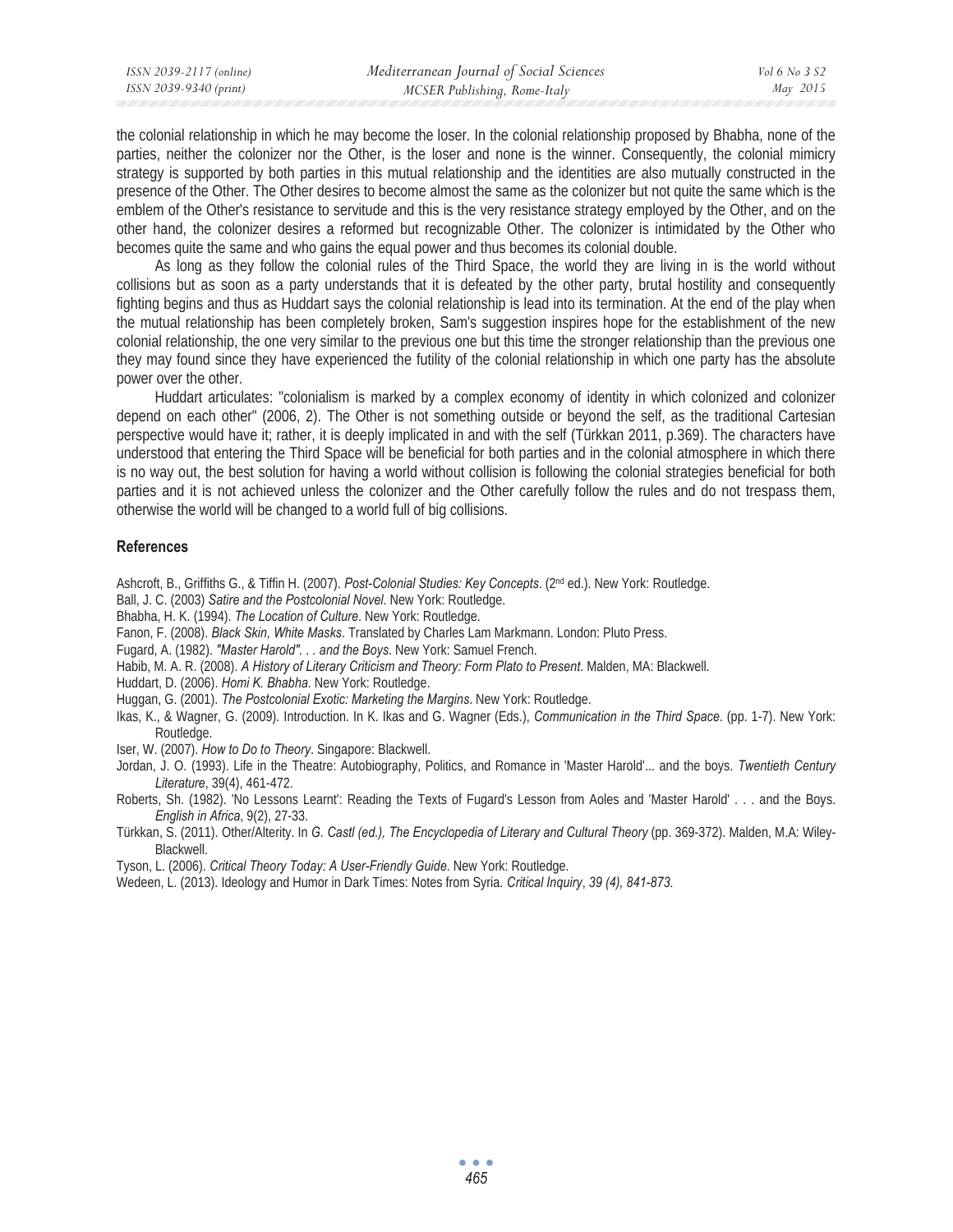the colonial relationship in which he may become the loser. In the colonial relationship proposed by Bhabha, none of the parties, neither the colonizer nor the Other, is the loser and none is the winner. Consequently, the colonial mimicry strategy is supported by both parties in this mutual relationship and the identities are also mutually constructed in the presence of the Other. The Other desires to become almost the same as the colonizer but not quite the same which is the emblem of the Other's resistance to servitude and this is the very resistance strategy employed by the Other, and on the other hand, the colonizer desires a reformed but recognizable Other. The colonizer is intimidated by the Other who becomes quite the same and who gains the equal power and thus becomes its colonial double.

As long as they follow the colonial rules of the Third Space, the world they are living in is the world without collisions but as soon as a party understands that it is defeated by the other party, brutal hostility and consequently fighting begins and thus as Huddart says the colonial relationship is lead into its termination. At the end of the play when the mutual relationship has been completely broken, Sam's suggestion inspires hope for the establishment of the new colonial relationship, the one very similar to the previous one but this time the stronger relationship than the previous one they may found since they have experienced the futility of the colonial relationship in which one party has the absolute power over the other.

Huddart articulates: "colonialism is marked by a complex economy of identity in which colonized and colonizer depend on each other" (2006, 2). The Other is not something outside or beyond the self, as the traditional Cartesian perspective would have it; rather, it is deeply implicated in and with the self (Türkkan 2011, p.369). The characters have understood that entering the Third Space will be beneficial for both parties and in the colonial atmosphere in which there is no way out, the best solution for having a world without collision is following the colonial strategies beneficial for both parties and it is not achieved unless the colonizer and the Other carefully follow the rules and do not trespass them, otherwise the world will be changed to a world full of big collisions.

## References

Ashcroft, B., Griffiths G., & Tiffin H. (2007). *Post-Colonial Studies: Key Concepts*. (2nd ed.). New York: Routledge.

Ball, J. C. (2003) *Satire and the Postcolonial Novel*. New York: Routledge.

Bhabha, H. K. (1994). *The Location of Culture*. New York: Routledge.

Fanon, F. (2008). *Black Skin, White Masks*. Translated by Charles Lam Markmann. London: Pluto Press.

Fugard, A. (1982). *"Master Harold". . . and the Boys*. New York: Samuel French.

Habib, M. A. R. (2008). *A History of Literary Criticism and Theory: Form Plato to Present*. Malden, MA: Blackwell.

Huddart, D. (2006). *Homi K. Bhabha*. New York: Routledge.

Huggan, G. (2001). *The Postcolonial Exotic: Marketing the Margins*. New York: Routledge.

Ikas, K., & Wagner, G. (2009). Introduction. In K. Ikas and G. Wagner (Eds.), *Communication in the Third Space*. (pp. 1-7). New York: Routledge.

Iser, W. (2007). *How to Do to Theory*. Singapore: Blackwell.

Jordan, J. O. (1993). Life in the Theatre: Autobiography, Politics, and Romance in 'Master Harold'... and the boys. *Twentieth Century Literature*, 39(4), 461-472.

Roberts, Sh. (1982). 'No Lessons Learnt': Reading the Texts of Fugard's Lesson from Aoles and 'Master Harold' . . . and the Boys. *English in Africa*, 9(2), 27-33.

Türkkan, S. (2011). Other/Alterity. In *G. Castl (ed.), The Encyclopedia of Literary and Cultural Theory* (pp. 369-372). Malden, M.A: Wiley-Blackwell.

Tyson, L. (2006). *Critical Theory Today: A User-Friendly Guide*. New York: Routledge.

Wedeen, L. (2013). Ideology and Humor in Dark Times: Notes from Syria. *Critical Inquiry*, *39 (4), 841-873.*